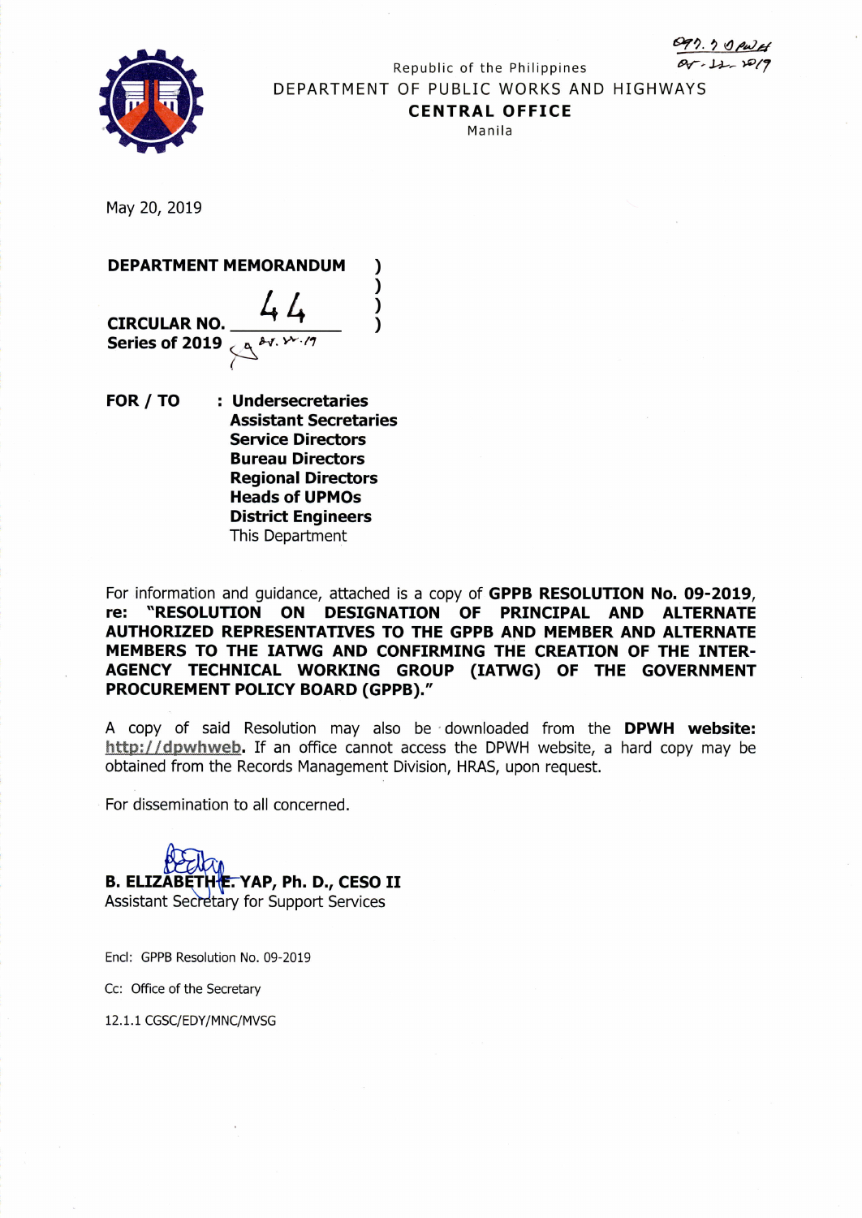Republic of the Philippines

DEPARTMENT OF PUBLIC WORKS AND HIGHWAYS

**CENTRAL OFFICE**

Manila

May 20, 2019

**DEPARTMENT MEMORANDUM**

**CIRCULAR NO.** 44

**Series of 2019**

**FOR / TO** : **Undersecretaries**
**Assistant Secretaries**
**Service Directors**
**Bureau Directors**
**Regional Directors**
**Heads of UPMOs**
**District Engineers**
This Department

For information and guidance, attached is a copy of **GPPB RESOLUTION No. 09-2019**, **re: "RESOLUTION ON DESIGNATION OF PRINCIPAL AND ALTERNATE AUTHORIZED REPRESENTATIVES TO THE GPPB AND MEMBER AND ALTERNATE MEMBERS TO THE IATWG AND CONFIRMING THE CREATION OF THE INTER-AGENCY TECHNICAL WORKING GROUP (IATWG) OF THE GOVERNMENT PROCUREMENT POLICY BOARD (GPPB)."**

A copy of said Resolution may also be downloaded from the **DPWH website:** http://dpwhweb. If an office cannot access the DPWH website, a hard copy may be obtained from the Records Management Division, HRAS, upon request.

For dissemination to all concerned.

**B. ELIZABETH E. YAP, Ph. D., CESO II**
Assistant Secretary for Support Services

Encl: GPPB Resolution No. 09-2019

Cc: Office of the Secretary

12.1.1 CGSC/EDY/MNC/MVSG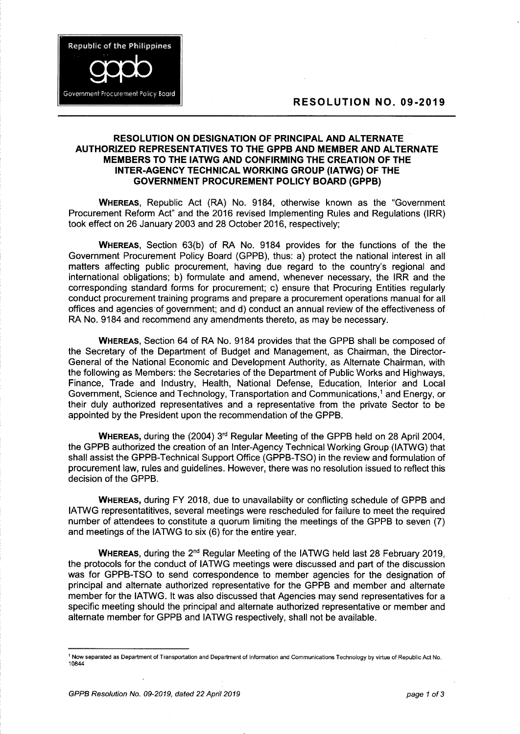Republic of the Philippines

gppb

Government Procurement Policy Board

## RESOLUTION NO. 09-2019

### RESOLUTION ON DESIGNATION OF PRINCIPAL AND ALTERNATE AUTHORIZED REPRESENTATIVES TO THE GPPB AND MEMBER AND ALTERNATE MEMBERS TO THE IATWG AND CONFIRMING THE CREATION OF THE INTER-AGENCY TECHNICAL WORKING GROUP (IATWG) OF THE GOVERNMENT PROCUREMENT POLICY BOARD (GPPB)

**WHEREAS**, Republic Act (RA) No. 9184, otherwise known as the "Government Procurement Reform Act" and the 2016 revised Implementing Rules and Regulations (IRR) took effect on 26 January 2003 and 28 October 2016, respectively;

**WHEREAS**, Section 63(b) of RA No. 9184 provides for the functions of the the Government Procurement Policy Board (GPPB), thus: a) protect the national interest in all matters affecting public procurement, having due regard to the country's regional and international obligations; b) formulate and amend, whenever necessary, the IRR and the corresponding standard forms for procurement; c) ensure that Procuring Entities regularly conduct procurement training programs and prepare a procurement operations manual for all offices and agencies of government; and d) conduct an annual review of the effectiveness of RA No. 9184 and recommend any amendments thereto, as may be necessary.

**WHEREAS**, Section 64 of RA No. 9184 provides that the GPPB shall be composed of the Secretary of the Department of Budget and Management, as Chairman, the Director-General of the National Economic and Development Authority, as Alternate Chairman, with the following as Members: the Secretaries of the Department of Public Works and Highways, Finance, Trade and Industry, Health, National Defense, Education, Interior and Local Government, Science and Technology, Transportation and Communications,[1] and Energy, or their duly authorized representatives and a representative from the private Sector to be appointed by the President upon the recommendation of the GPPB.

**WHEREAS,** during the (2004) 3rd Regular Meeting of the GPPB held on 28 April 2004, the GPPB authorized the creation of an Inter-Agency Technical Working Group (IATWG) that shall assist the GPPB-Technical Support Office (GPPB-TSO) in the review and formulation of procurement law, rules and guidelines. However, there was no resolution issued to reflect this decision of the GPPB.

**WHEREAS,** during FY 2018, due to unavailabilty or conflicting schedule of GPPB and IATWG representatitives, several meetings were rescheduled for failure to meet the required number of attendees to constitute a quorum limiting the meetings of the GPPB to seven (7) and meetings of the IATWG to six (6) for the entire year.

**WHEREAS,** during the 2nd Regular Meeting of the IATWG held last 28 February 2019, the protocols for the conduct of IATWG meetings were discussed and part of the discussion was for GPPB-TSO to send correspondence to member agencies for the designation of principal and alternate authorized representative for the GPPB and member and alternate member for the IATWG. It was also discussed that Agencies may send representatives for a specific meeting should the principal and alternate authorized representative or member and alternate member for GPPB and IATWG respectively, shall not be available.

[1] Now separated as Department of Transportation and Department of Information and Communications Technology by virtue of Republic Act No. 10844

*GPPB Resolution No. 09-2019, dated 22 April 2019*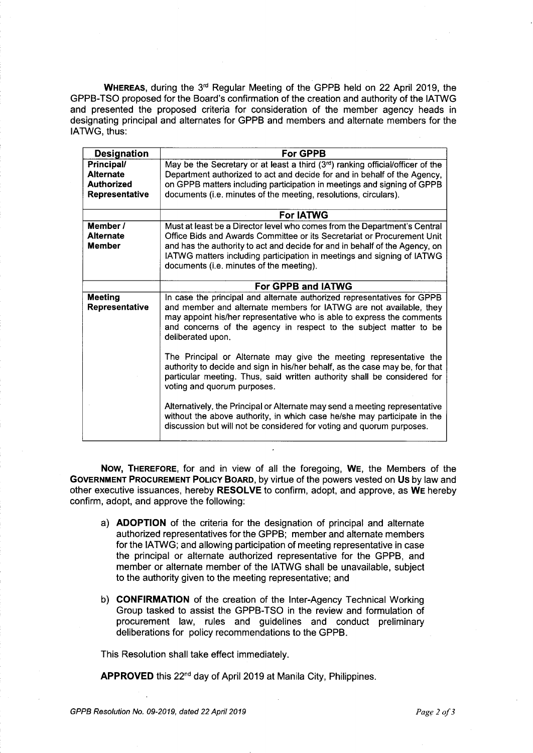**WHEREAS**, during the 3rd Regular Meeting of the GPPB held on 22 April 2019, the GPPB-TSO proposed for the Board's confirmation of the creation and authority of the IATWG and presented the proposed criteria for consideration of the member agency heads in designating principal and alternates for GPPB and members and alternate members for the IATWG, thus:

| Designation | For GPPB |
|---|---|
| **Principal/ Alternate Authorized Representative** | May be the Secretary or at least a third (3rd) ranking official/officer of the Department authorized to act and decide for and in behalf of the Agency, on GPPB matters including participation in meetings and signing of GPPB documents (i.e. minutes of the meeting, resolutions, circulars). |
| | **For IATWG** |
| **Member / Alternate Member** | Must at least be a Director level who comes from the Department's Central Office Bids and Awards Committee or its Secretariat or Procurement Unit and has the authority to act and decide for and in behalf of the Agency, on IATWG matters including participation in meetings and signing of IATWG documents (i.e. minutes of the meeting). |
| | **For GPPB and IATWG** |
| **Meeting Representative** | In case the principal and alternate authorized representatives for GPPB and member and alternate members for IATWG are not available, they may appoint his/her representative who is able to express the comments and concerns of the agency in respect to the subject matter to be deliberated upon.<br><br>The Principal or Alternate may give the meeting representative the authority to decide and sign in his/her behalf, as the case may be, for that particular meeting. Thus, said written authority shall be considered for voting and quorum purposes.<br><br>Alternatively, the Principal or Alternate may send a meeting representative without the above authority, in which case he/she may participate in the discussion but will not be considered for voting and quorum purposes. |

**NOW, THEREFORE**, for and in view of all the foregoing, **WE**, the Members of the **GOVERNMENT PROCUREMENT POLICY BOARD**, by virtue of the powers vested on **US** by law and other executive issuances, hereby **RESOLVE** to confirm, adopt, and approve, as **WE** hereby confirm, adopt, and approve the following:

a) **ADOPTION** of the criteria for the designation of principal and alternate authorized representatives for the GPPB; member and alternate members for the IATWG; and allowing participation of meeting representative in case the principal or alternate authorized representative for the GPPB, and member or alternate member of the IATWG shall be unavailable, subject to the authority given to the meeting representative; and

b) **CONFIRMATION** of the creation of the Inter-Agency Technical Working Group tasked to assist the GPPB-TSO in the review and formulation of procurement law, rules and guidelines and conduct preliminary deliberations for policy recommendations to the GPPB.

This Resolution shall take effect immediately.

**APPROVED** this 22nd day of April 2019 at Manila City, Philippines.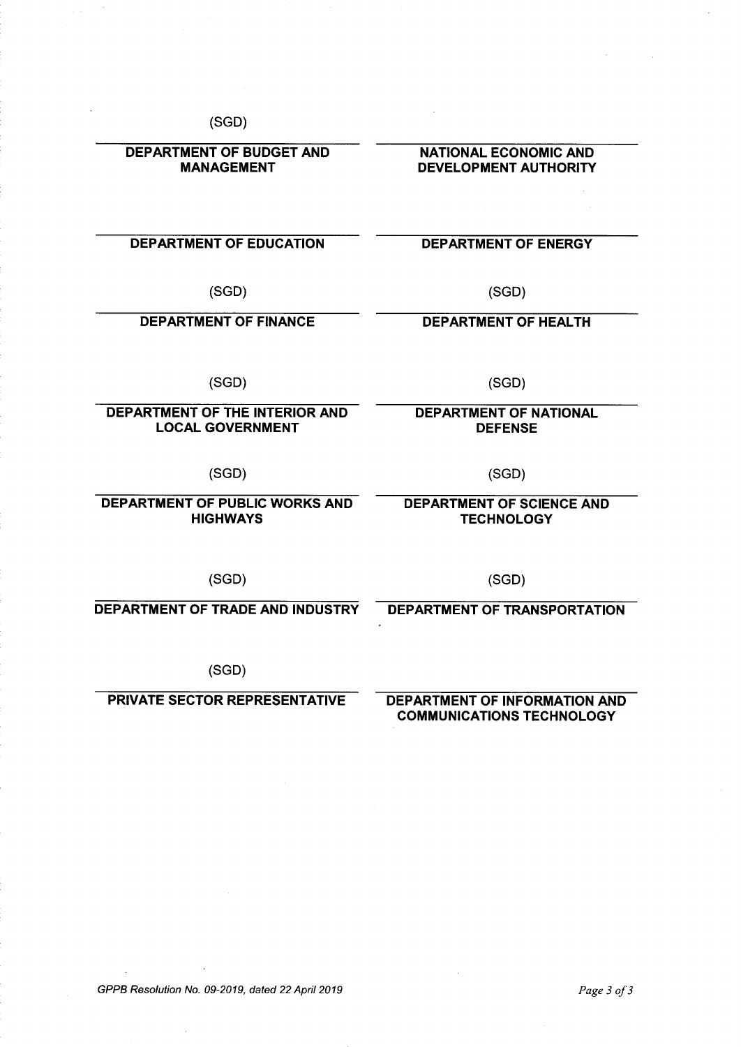(SGD)

**DEPARTMENT OF BUDGET AND MANAGEMENT**

**NATIONAL ECONOMIC AND DEVELOPMENT AUTHORITY**

**DEPARTMENT OF EDUCATION**

**DEPARTMENT OF ENERGY**

(SGD)

**DEPARTMENT OF FINANCE**

(SGD)

**DEPARTMENT OF HEALTH**

(SGD)

**DEPARTMENT OF THE INTERIOR AND LOCAL GOVERNMENT**

(SGD)

**DEPARTMENT OF NATIONAL DEFENSE**

(SGD)

**DEPARTMENT OF PUBLIC WORKS AND HIGHWAYS**

(SGD)

**DEPARTMENT OF SCIENCE AND TECHNOLOGY**

(SGD)

**DEPARTMENT OF TRADE AND INDUSTRY**

(SGD)

**DEPARTMENT OF TRANSPORTATION**

(SGD)

**PRIVATE SECTOR REPRESENTATIVE**

**DEPARTMENT OF INFORMATION AND COMMUNICATIONS TECHNOLOGY**

*GPPB Resolution No. 09-2019, dated 22 April 2019*